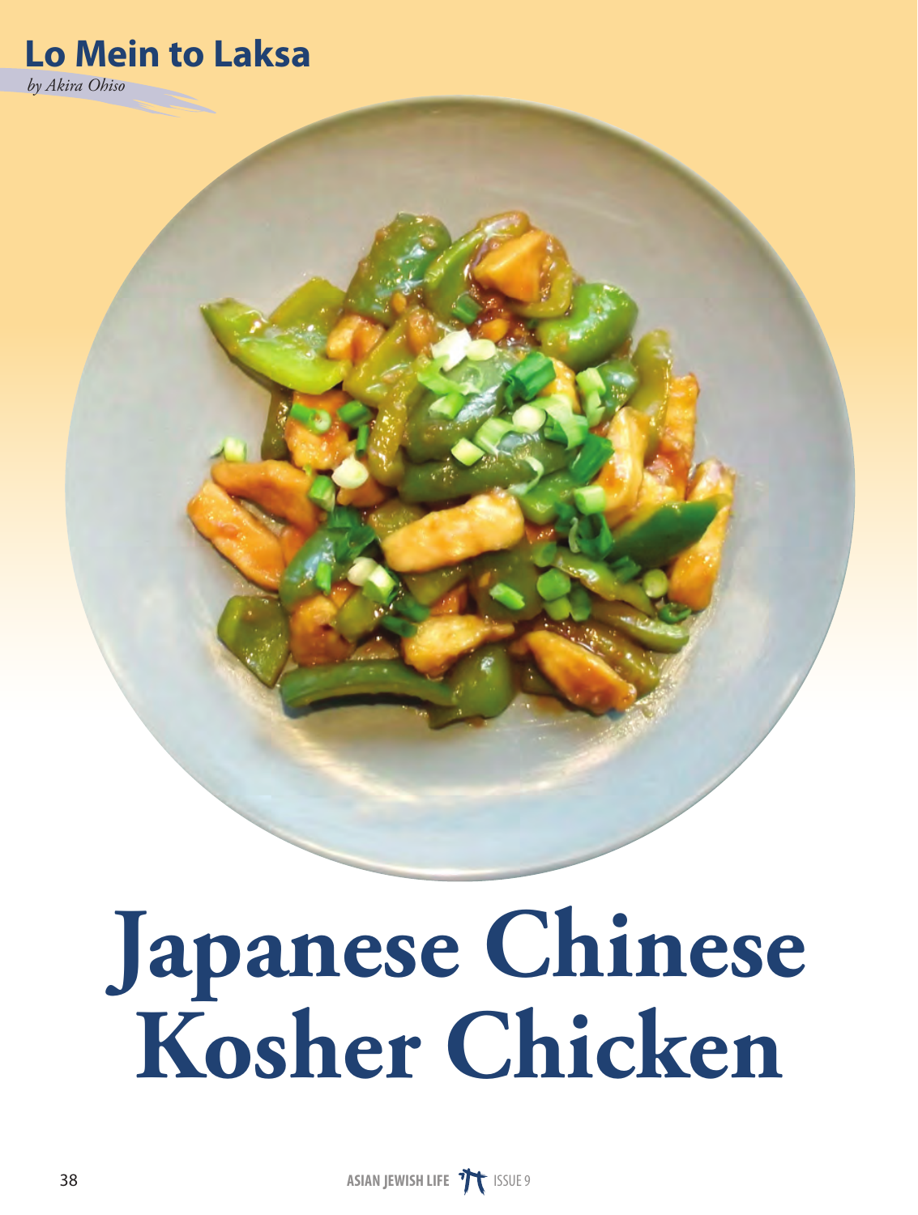## Lo Mein to Laksa

*by Akira Ohiso*

# Japanese Chinese Kosher Chicken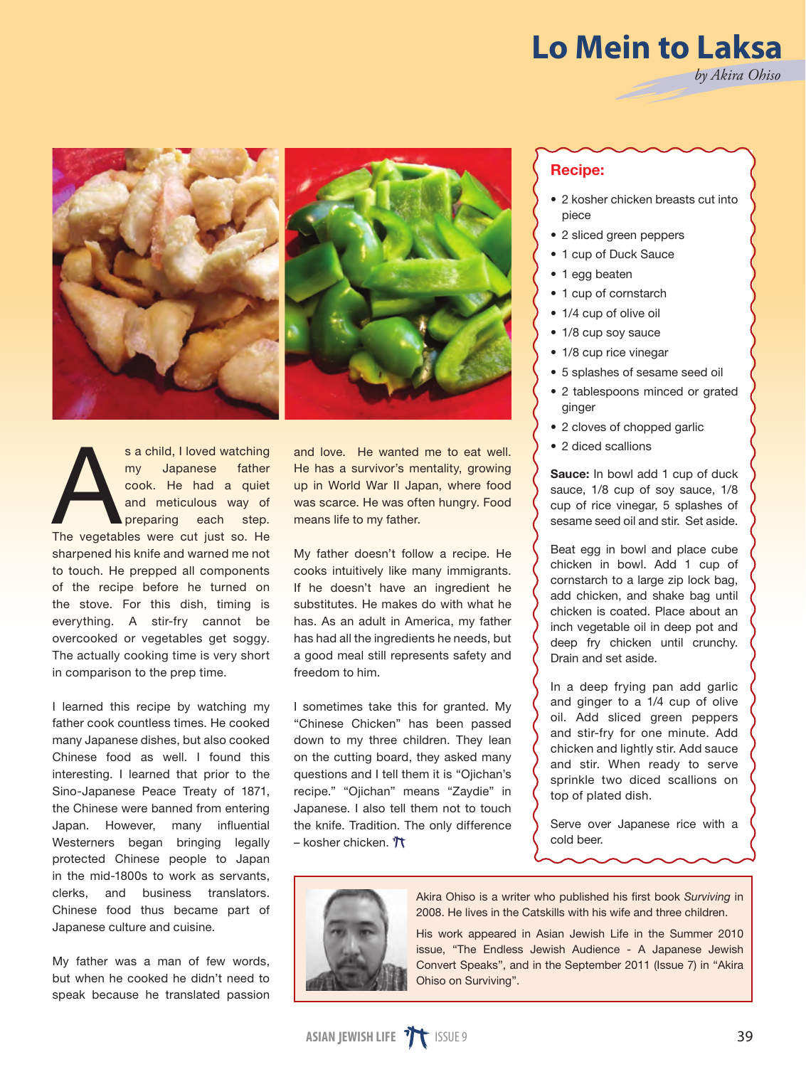# Lo Mein to Laksa

*by Akira Ohiso*

As a child, I loved watching my Japanese father cook. He had a quiet and meticulous way of preparing each step. The vegetables were cut just so. He sharpened his knife and warned me not to touch. He prepped all components of the recipe before he turned on the stove. For this dish, timing is everything. A stir-fry cannot be overcooked or vegetables get soggy. The actually cooking time is very short in comparison to the prep time.

I learned this recipe by watching my father cook countless times. He cooked many Japanese dishes, but also cooked Chinese food as well. I found this interesting. I learned that prior to the Sino-Japanese Peace Treaty of 1871, the Chinese were banned from entering Japan. However, many influential Westerners began bringing legally protected Chinese people to Japan in the mid-1800s to work as servants, clerks, and business translators. Chinese food thus became part of Japanese culture and cuisine.

My father was a man of few words, but when he cooked he didn't need to speak because he translated passion and love. He wanted me to eat well. He has a survivor's mentality, growing up in World War II Japan, where food was scarce. He was often hungry. Food means life to my father.

My father doesn't follow a recipe. He cooks intuitively like many immigrants. If he doesn't have an ingredient he substitutes. He makes do with what he has. As an adult in America, my father has had all the ingredients he needs, but a good meal still represents safety and freedom to him.

I sometimes take this for granted. My "Chinese Chicken" has been passed down to my three children. They lean on the cutting board, they asked many questions and I tell them it is "Ojichan's recipe." "Ojichan" means "Zaydie" in Japanese. I also tell them not to touch the knife. Tradition. The only difference – kosher chicken.

## Recipe:

- 2 kosher chicken breasts cut into piece
- 2 sliced green peppers
- 1 cup of Duck Sauce
- 1 egg beaten
- 1 cup of cornstarch
- 1/4 cup of olive oil
- 1/8 cup soy sauce
- 1/8 cup rice vinegar
- 5 splashes of sesame seed oil
- 2 tablespoons minced or grated ginger
- 2 cloves of chopped garlic
- 2 diced scallions

**Sauce:** In bowl add 1 cup of duck sauce, 1/8 cup of soy sauce, 1/8 cup of rice vinegar, 5 splashes of sesame seed oil and stir. Set aside.

Beat egg in bowl and place cube chicken in bowl. Add 1 cup of cornstarch to a large zip lock bag, add chicken, and shake bag until chicken is coated. Place about an inch vegetable oil in deep pot and deep fry chicken until crunchy. Drain and set aside.

In a deep frying pan add garlic and ginger to a 1/4 cup of olive oil. Add sliced green peppers and stir-fry for one minute. Add chicken and lightly stir. Add sauce and stir. When ready to serve sprinkle two diced scallions on top of plated dish.

Serve over Japanese rice with a cold beer.

Akira Ohiso is a writer who published his first book *Surviving* in 2008. He lives in the Catskills with his wife and three children.

His work appeared in Asian Jewish Life in the Summer 2010 issue, "The Endless Jewish Audience - A Japanese Jewish Convert Speaks", and in the September 2011 (Issue 7) in "Akira Ohiso on Surviving".